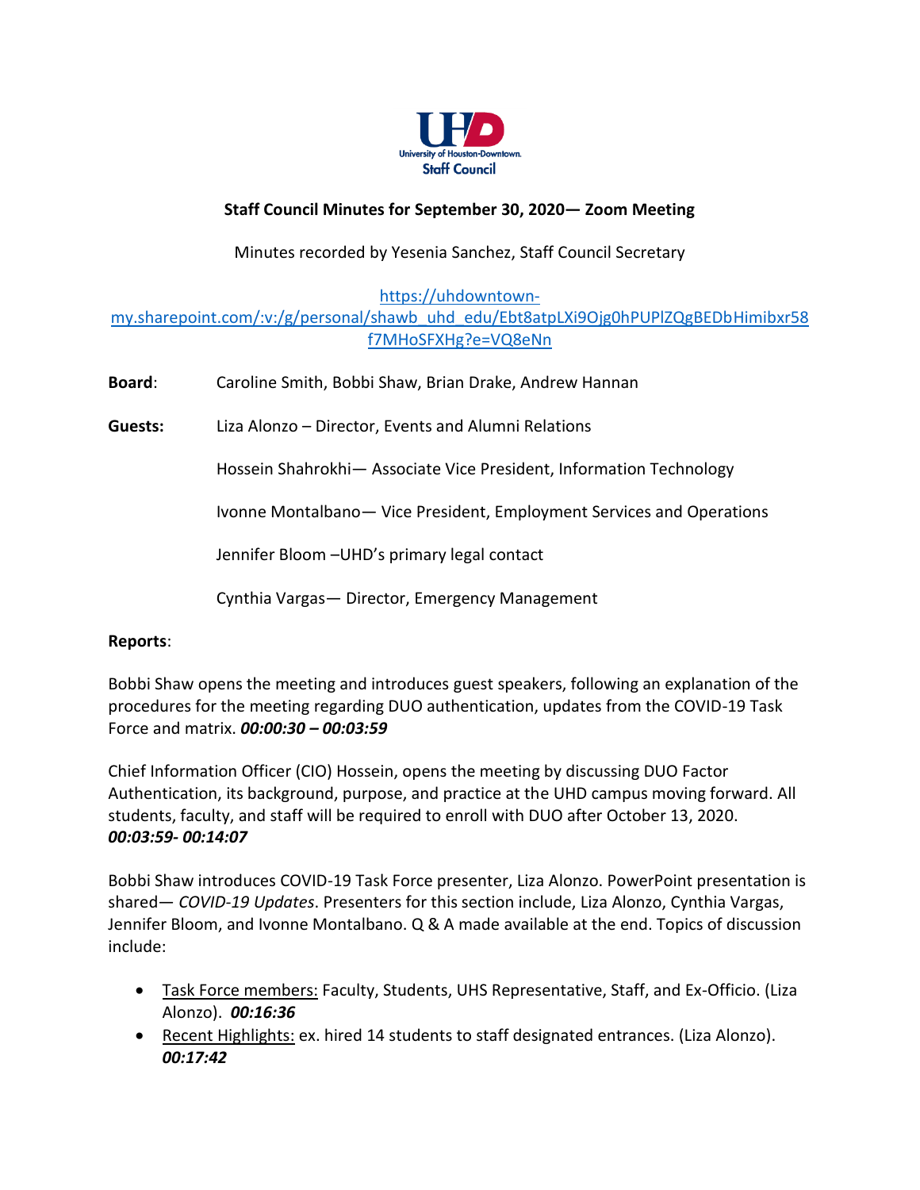UHD
University of Houston-Downtown.
Staff Council

**Staff Council Minutes for September 30, 2020— Zoom Meeting**

Minutes recorded by Yesenia Sanchez, Staff Council Secretary

https://uhdowntown-my.sharepoint.com/:v:/g/personal/shawb_uhd_edu/Ebt8atpLXi9Ojg0hPUPlZQgBEDbHimibxr58f7MHoSFXHg?e=VQ8eNn

**Board**: Caroline Smith, Bobbi Shaw, Brian Drake, Andrew Hannan

**Guests:** Liza Alonzo – Director, Events and Alumni Relations

Hossein Shahrokhi— Associate Vice President, Information Technology

Ivonne Montalbano— Vice President, Employment Services and Operations

Jennifer Bloom –UHD's primary legal contact

Cynthia Vargas— Director, Emergency Management

**Reports**:

Bobbi Shaw opens the meeting and introduces guest speakers, following an explanation of the procedures for the meeting regarding DUO authentication, updates from the COVID-19 Task Force and matrix. ***00:00:30 – 00:03:59***

Chief Information Officer (CIO) Hossein, opens the meeting by discussing DUO Factor Authentication, its background, purpose, and practice at the UHD campus moving forward. All students, faculty, and staff will be required to enroll with DUO after October 13, 2020. ***00:03:59- 00:14:07***

Bobbi Shaw introduces COVID-19 Task Force presenter, Liza Alonzo. PowerPoint presentation is shared— *COVID-19 Updates*. Presenters for this section include, Liza Alonzo, Cynthia Vargas, Jennifer Bloom, and Ivonne Montalbano. Q & A made available at the end. Topics of discussion include:

- Task Force members: Faculty, Students, UHS Representative, Staff, and Ex-Officio. (Liza Alonzo). ***00:16:36***
- Recent Highlights: ex. hired 14 students to staff designated entrances. (Liza Alonzo). ***00:17:42***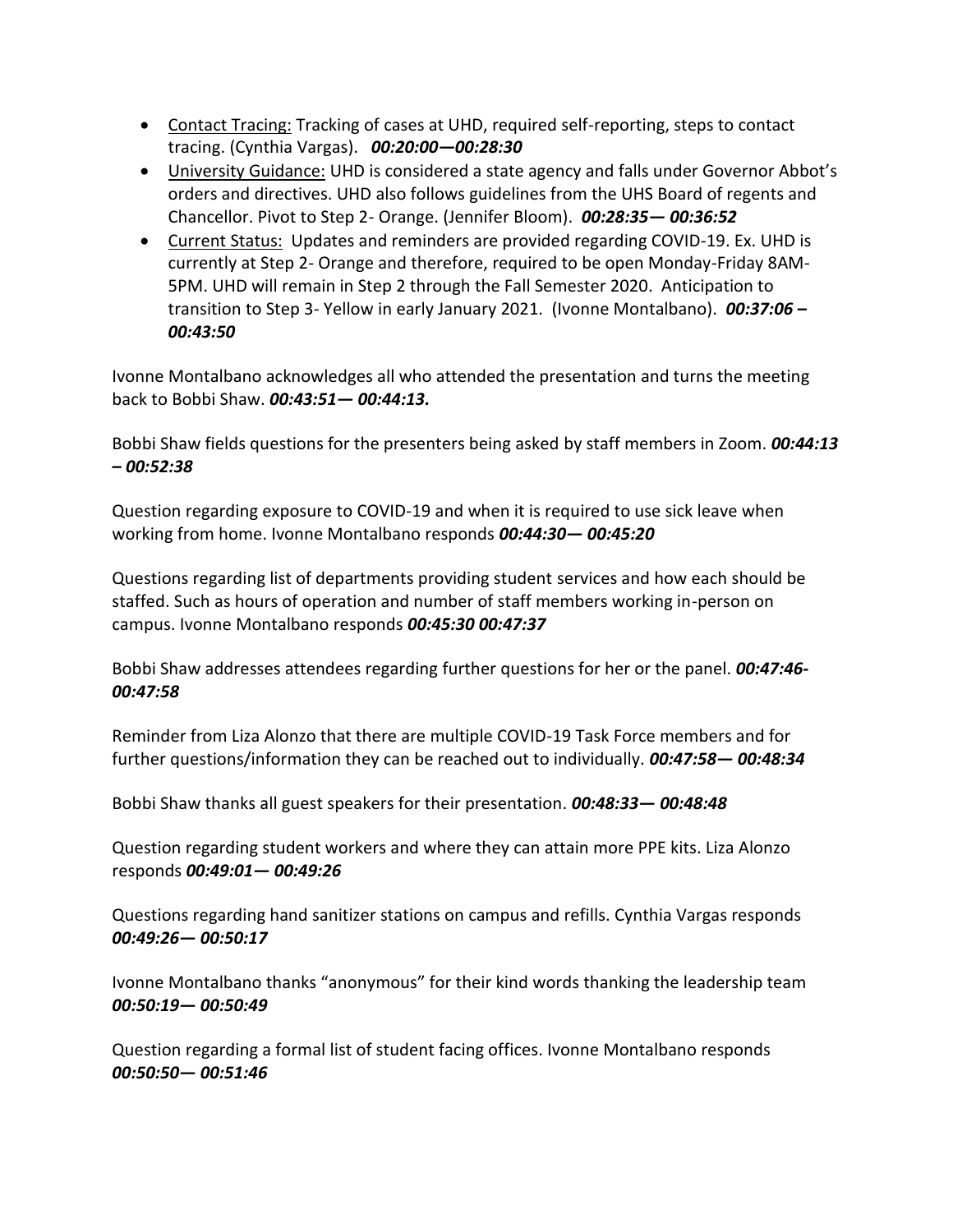- <u>Contact Tracing:</u> Tracking of cases at UHD, required self-reporting, steps to contact tracing. (Cynthia Vargas). ***00:20:00—00:28:30***
- <u>University Guidance:</u> UHD is considered a state agency and falls under Governor Abbot's orders and directives. UHD also follows guidelines from the UHS Board of regents and Chancellor. Pivot to Step 2- Orange. (Jennifer Bloom). ***00:28:35— 00:36:52***
- <u>Current Status:</u> Updates and reminders are provided regarding COVID-19. Ex. UHD is currently at Step 2- Orange and therefore, required to be open Monday-Friday 8AM-5PM. UHD will remain in Step 2 through the Fall Semester 2020. Anticipation to transition to Step 3- Yellow in early January 2021. (Ivonne Montalbano). ***00:37:06 – 00:43:50***

Ivonne Montalbano acknowledges all who attended the presentation and turns the meeting back to Bobbi Shaw. ***00:43:51— 00:44:13.***

Bobbi Shaw fields questions for the presenters being asked by staff members in Zoom. ***00:44:13 – 00:52:38***

Question regarding exposure to COVID-19 and when it is required to use sick leave when working from home. Ivonne Montalbano responds ***00:44:30— 00:45:20***

Questions regarding list of departments providing student services and how each should be staffed. Such as hours of operation and number of staff members working in-person on campus. Ivonne Montalbano responds ***00:45:30 00:47:37***

Bobbi Shaw addresses attendees regarding further questions for her or the panel. ***00:47:46- 00:47:58***

Reminder from Liza Alonzo that there are multiple COVID-19 Task Force members and for further questions/information they can be reached out to individually. ***00:47:58— 00:48:34***

Bobbi Shaw thanks all guest speakers for their presentation. ***00:48:33— 00:48:48***

Question regarding student workers and where they can attain more PPE kits. Liza Alonzo responds ***00:49:01— 00:49:26***

Questions regarding hand sanitizer stations on campus and refills. Cynthia Vargas responds ***00:49:26— 00:50:17***

Ivonne Montalbano thanks "anonymous" for their kind words thanking the leadership team ***00:50:19— 00:50:49***

Question regarding a formal list of student facing offices. Ivonne Montalbano responds ***00:50:50— 00:51:46***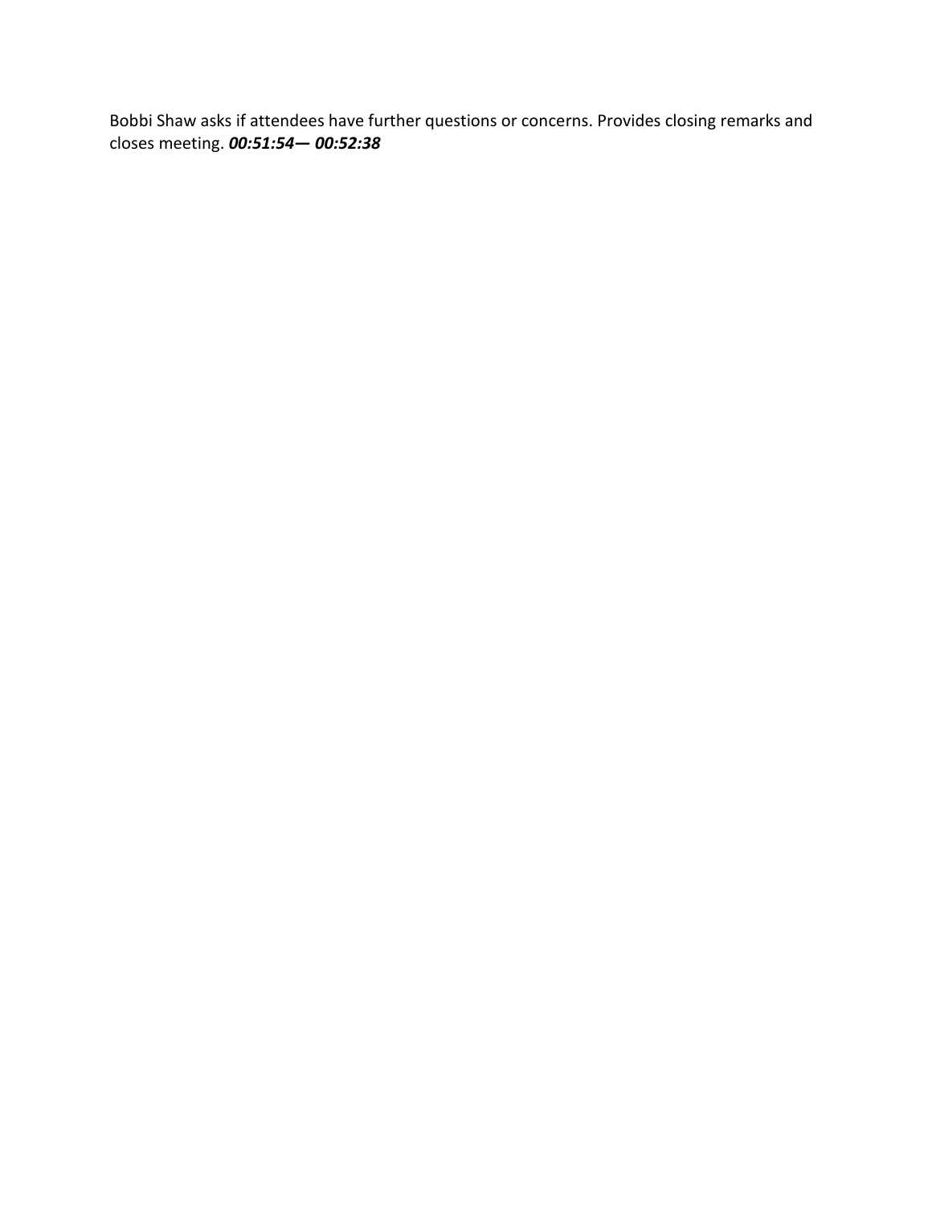Bobbi Shaw asks if attendees have further questions or concerns. Provides closing remarks and closes meeting. ***00:51:54— 00:52:38***